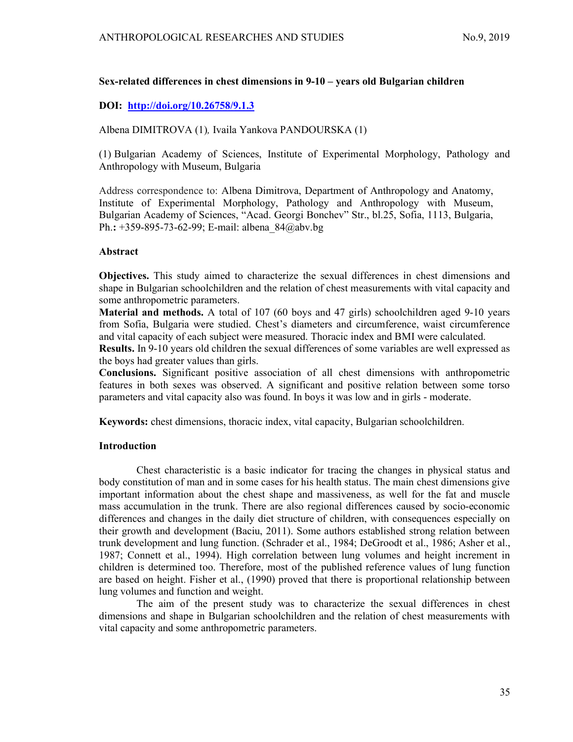**Sex-related differences in chest dimensions in 9-10 – years old Bulgarian children**

**DOI: [http://doi.org/10.26758/9.1.3](http://doi.org/10.26758/9.1.3)**

Albena DIMITROVA (1), Ivaila Yankova PANDOURSKA (1)

(1) Bulgarian Academy of Sciences, Institute of Experimental Morphology, Pathology and Anthropology with Museum, Bulgaria

Address correspondence to: Albena Dimitrova, Department of Anthropology and Anatomy, Institute of Experimental Morphology, Pathology and Anthropology with Museum, Bulgarian Academy of Sciences, "Acad. Georgi Bonchev" Str., bl.25, Sofia, 1113, Bulgaria, Ph.: +359-895-73-62-99; E-mail: albena_84@abv.bg

**Abstract**

**Objectives.** This study aimed to characterize the sexual differences in chest dimensions and shape in Bulgarian schoolchildren and the relation of chest measurements with vital capacity and some anthropometric parameters.
**Material and methods.** A total of 107 (60 boys and 47 girls) schoolchildren aged 9-10 years from Sofia, Bulgaria were studied. Chest's diameters and circumference, waist circumference and vital capacity of each subject were measured. Thoracic index and BMI were calculated.
**Results.** In 9-10 years old children the sexual differences of some variables are well expressed as the boys had greater values than girls.
**Conclusions.** Significant positive association of all chest dimensions with anthropometric features in both sexes was observed. A significant and positive relation between some torso parameters and vital capacity also was found. In boys it was low and in girls - moderate.

**Keywords:** chest dimensions, thoracic index, vital capacity, Bulgarian schoolchildren.

**Introduction**

Chest characteristic is a basic indicator for tracing the changes in physical status and body constitution of man and in some cases for his health status. The main chest dimensions give important information about the chest shape and massiveness, as well for the fat and muscle mass accumulation in the trunk. There are also regional differences caused by socio-economic differences and changes in the daily diet structure of children, with consequences especially on their growth and development (Baciu, 2011). Some authors established strong relation between trunk development and lung function. (Schrader et al., 1984; DeGroodt et al., 1986; Asher et al., 1987; Connett et al., 1994). High correlation between lung volumes and height increment in children is determined too. Therefore, most of the published reference values of lung function are based on height. Fisher et al., (1990) proved that there is proportional relationship between lung volumes and function and weight.

The aim of the present study was to characterize the sexual differences in chest dimensions and shape in Bulgarian schoolchildren and the relation of chest measurements with vital capacity and some anthropometric parameters.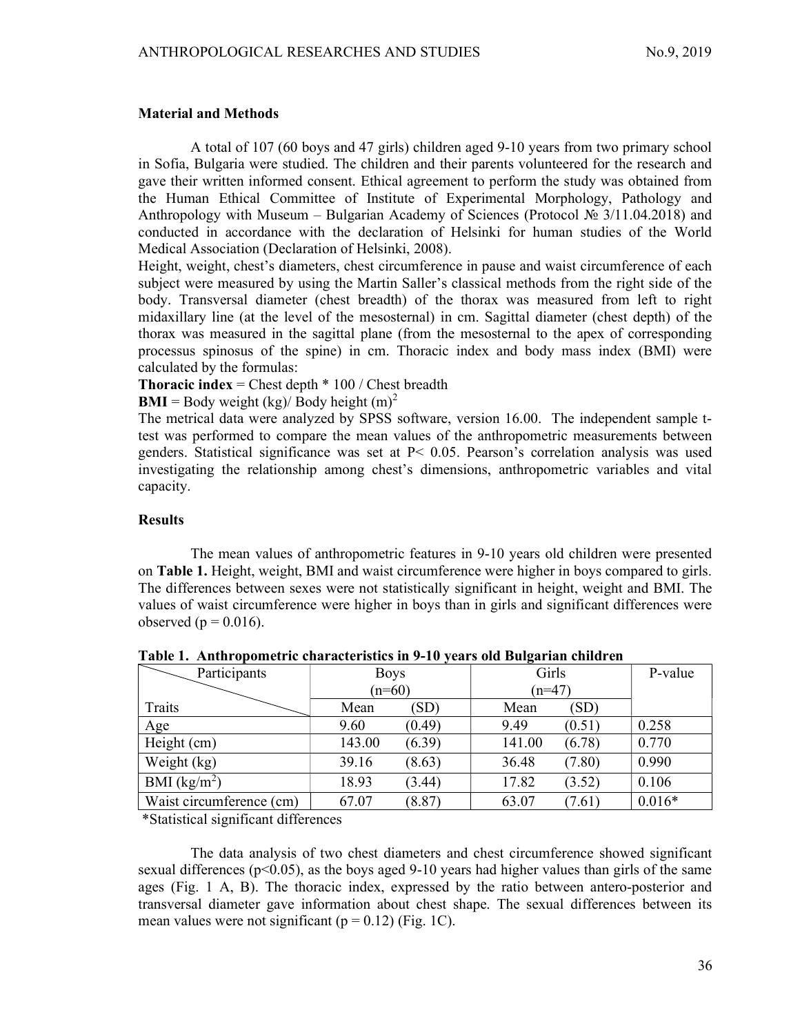## Material and Methods

A total of 107 (60 boys and 47 girls) children aged 9-10 years from two primary school in Sofia, Bulgaria were studied. The children and their parents volunteered for the research and gave their written informed consent. Ethical agreement to perform the study was obtained from the Human Ethical Committee of Institute of Experimental Morphology, Pathology and Anthropology with Museum – Bulgarian Academy of Sciences (Protocol № 3/11.04.2018) and conducted in accordance with the declaration of Helsinki for human studies of the World Medical Association (Declaration of Helsinki, 2008).

Height, weight, chest's diameters, chest circumference in pause and waist circumference of each subject were measured by using the Martin Saller's classical methods from the right side of the body. Transversal diameter (chest breadth) of the thorax was measured from left to right midaxillary line (at the level of the mesosternal) in cm. Sagittal diameter (chest depth) of the thorax was measured in the sagittal plane (from the mesosternal to the apex of corresponding processus spinosus of the spine) in cm. Thoracic index and body mass index (BMI) were calculated by the formulas:

**Thoracic index** = Chest depth * 100 / Chest breadth

**BMI** = Body weight (kg)/ Body height $(m)^2$

The metrical data were analyzed by SPSS software, version 16.00. The independent sample t-test was performed to compare the mean values of the anthropometric measurements between genders. Statistical significance was set at $P < 0.05$. Pearson's correlation analysis was used investigating the relationship among chest's dimensions, anthropometric variables and vital capacity.

## Results

The mean values of anthropometric features in 9-10 years old children were presented on **Table 1.** Height, weight, BMI and waist circumference were higher in boys compared to girls. The differences between sexes were not statistically significant in height, weight and BMI. The values of waist circumference were higher in boys than in girls and significant differences were observed ($p = 0.016$).

**Table 1. Anthropometric characteristics in 9-10 years old Bulgarian children**

| Participants / Traits | Boys (n=60) | | Girls (n=47) | | P-value |
|---|---|---|---|---|---|
| | Mean | (SD) | Mean | (SD) | |
| Age | 9.60 | (0.49) | 9.49 | (0.51) | 0.258 |
| Height (cm) | 143.00 | (6.39) | 141.00 | (6.78) | 0.770 |
| Weight (kg) | 39.16 | (8.63) | 36.48 | (7.80) | 0.990 |
| BMI (kg/$m^2$) | 18.93 | (3.44) | 17.82 | (3.52) | 0.106 |
| Waist circumference (cm) | 67.07 | (8.87) | 63.07 | (7.61) | 0.016* |

*Statistical significant differences

The data analysis of two chest diameters and chest circumference showed significant sexual differences ($p<0.05$), as the boys aged 9-10 years had higher values than girls of the same ages (Fig. 1 A, B). The thoracic index, expressed by the ratio between antero-posterior and transversal diameter gave information about chest shape. The sexual differences between its mean values were not significant ($p = 0.12$) (Fig. 1C).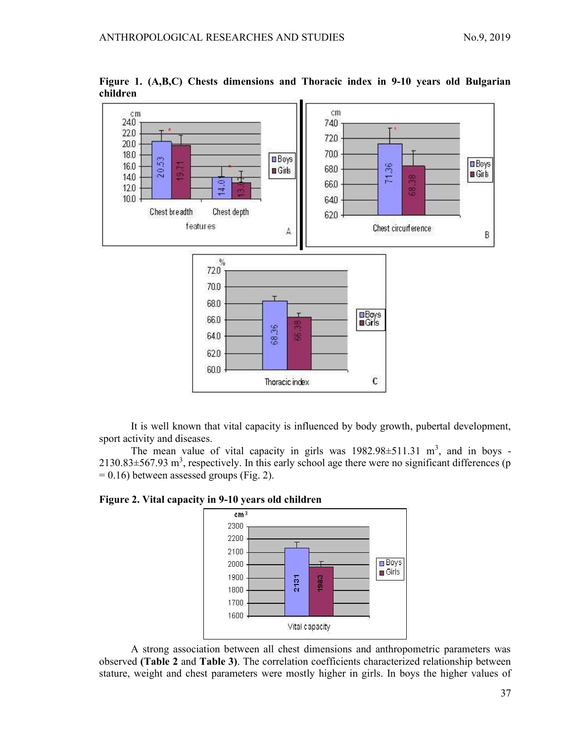**Figure 1. (A,B,C) Chests dimensions and Thoracic index in 9-10 years old Bulgarian children**

A
cm
24.0
22.0
20.0
18.0
16.0
14.0
12.0
10.0
20.53
19.71
14.01
13.07
Chest breadth
Chest depth
features
Boys
Girls

B
cm
740
720
700
680
660
640
620
71.36
68.38
Chest circurference
Boys
Girls

C
%
72.0
70.0
68.0
66.0
64.0
62.0
60.0
68.36
66.38
Thoracic index
Boys
Girls

It is well known that vital capacity is influenced by body growth, pubertal development, sport activity and diseases.

The mean value of vital capacity in girls was 1982.98±511.31 $m^3$, and in boys - 2130.83±567.93 $m^3$, respectively. In this early school age there were no significant differences ($p = 0.16$) between assessed groups (Fig. 2).

**Figure 2. Vital capacity in 9-10 years old children**

$cm^3$
2300
2200
2100
2000
1900
1800
1700
1600
2131
1983
Vital capacity
Boys
Girls

A strong association between all chest dimensions and anthropometric parameters was observed **(Table 2** and **Table 3)**. The correlation coefficients characterized relationship between stature, weight and chest parameters were mostly higher in girls. In boys the higher values of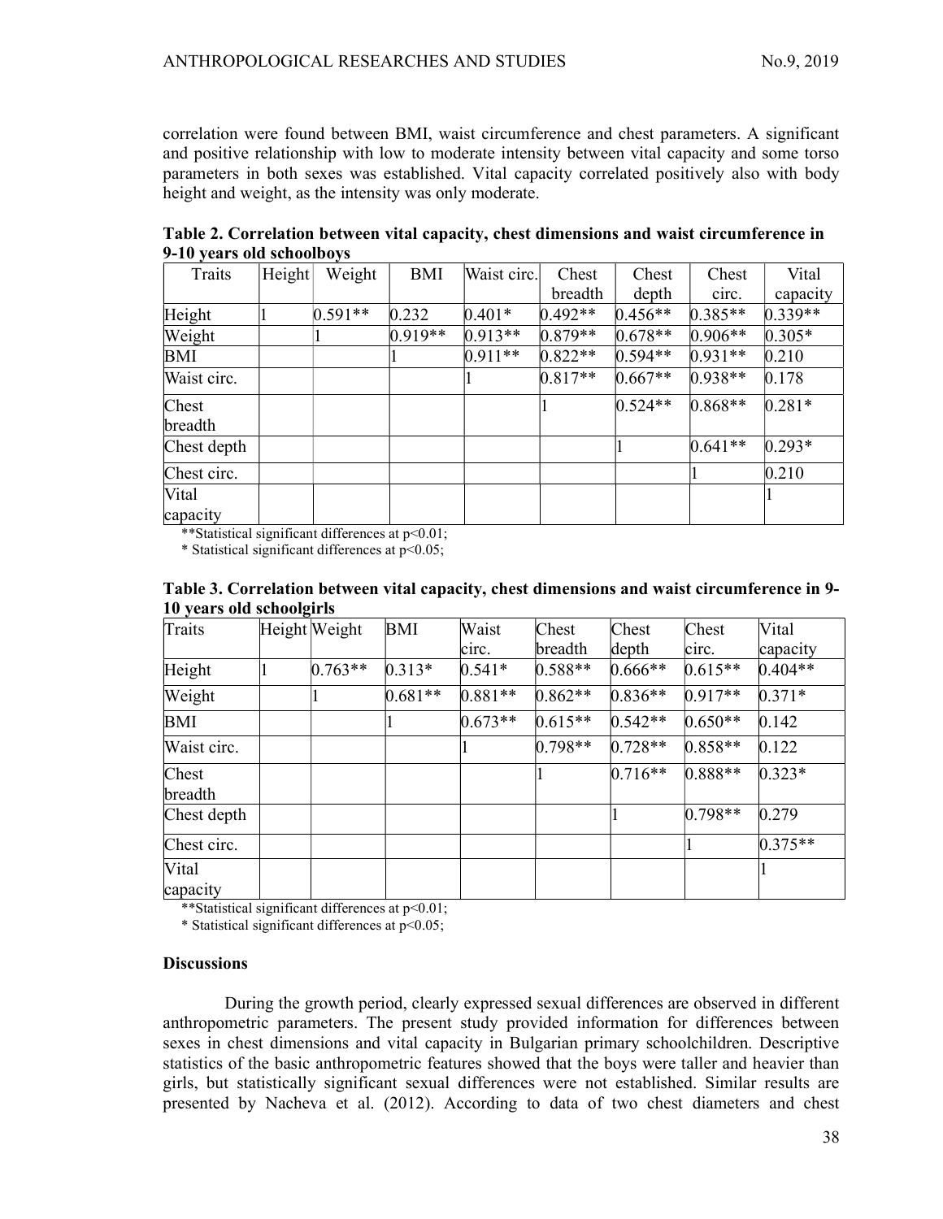correlation were found between BMI, waist circumference and chest parameters. A significant and positive relationship with low to moderate intensity between vital capacity and some torso parameters in both sexes was established. Vital capacity correlated positively also with body height and weight, as the intensity was only moderate.

**Table 2. Correlation between vital capacity, chest dimensions and waist circumference in 9-10 years old schoolboys**

| Traits | Height | Weight | BMI | Waist circ. | Chest breadth | Chest depth | Chest circ. | Vital capacity |
|---|---|---|---|---|---|---|---|---|
| Height | 1 | 0.591** | 0.232 | 0.401* | 0.492** | 0.456** | 0.385** | 0.339** |
| Weight | | 1 | 0.919** | 0.913** | 0.879** | 0.678** | 0.906** | 0.305* |
| BMI | | | 1 | 0.911** | 0.822** | 0.594** | 0.931** | 0.210 |
| Waist circ. | | | | 1 | 0.817** | 0.667** | 0.938** | 0.178 |
| Chest breadth | | | | | 1 | 0.524** | 0.868** | 0.281* |
| Chest depth | | | | | | 1 | 0.641** | 0.293* |
| Chest circ. | | | | | | | 1 | 0.210 |
| Vital capacity | | | | | | | | 1 |

**Statistical significant differences at $p<0.01$;

* Statistical significant differences at $p<0.05$;

**Table 3. Correlation between vital capacity, chest dimensions and waist circumference in 9-10 years old schoolgirls**

| Traits | Height | Weight | BMI | Waist circ. | Chest breadth | Chest depth | Chest circ. | Vital capacity |
|---|---|---|---|---|---|---|---|---|
| Height | 1 | 0.763** | 0.313* | 0.541* | 0.588** | 0.666** | 0.615** | 0.404** |
| Weight | | 1 | 0.681** | 0.881** | 0.862** | 0.836** | 0.917** | 0.371* |
| BMI | | | 1 | 0.673** | 0.615** | 0.542** | 0.650** | 0.142 |
| Waist circ. | | | | 1 | 0.798** | 0.728** | 0.858** | 0.122 |
| Chest breadth | | | | | 1 | 0.716** | 0.888** | 0.323* |
| Chest depth | | | | | | 1 | 0.798** | 0.279 |
| Chest circ. | | | | | | | 1 | 0.375** |
| Vital capacity | | | | | | | | 1 |

**Statistical significant differences at $p<0.01$;

* Statistical significant differences at $p<0.05$;

### Discussions

During the growth period, clearly expressed sexual differences are observed in different anthropometric parameters. The present study provided information for differences between sexes in chest dimensions and vital capacity in Bulgarian primary schoolchildren. Descriptive statistics of the basic anthropometric features showed that the boys were taller and heavier than girls, but statistically significant sexual differences were not established. Similar results are presented by Nacheva et al. (2012). According to data of two chest diameters and chest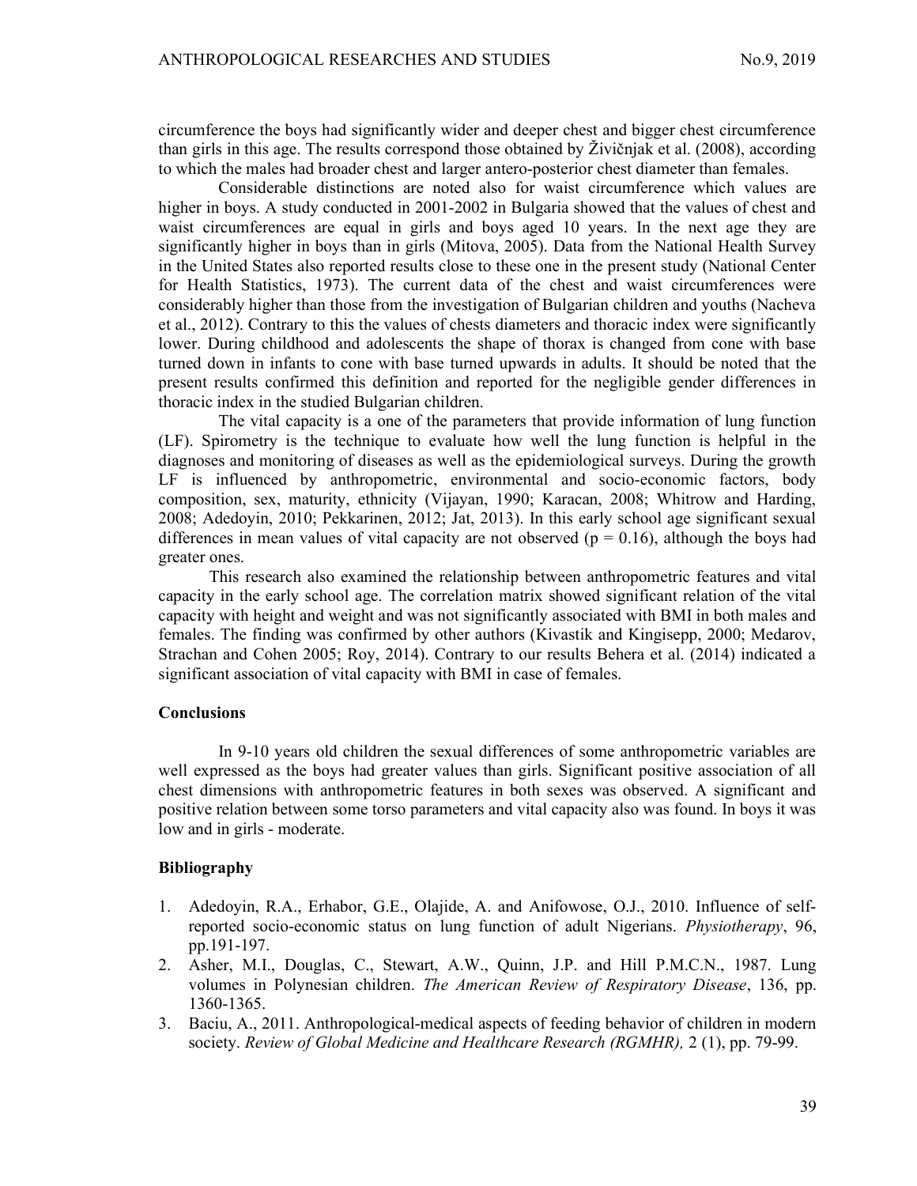circumference the boys had significantly wider and deeper chest and bigger chest circumference than girls in this age. The results correspond those obtained by Živičnjak et al. (2008), according to which the males had broader chest and larger antero-posterior chest diameter than females.

Considerable distinctions are noted also for waist circumference which values are higher in boys. A study conducted in 2001-2002 in Bulgaria showed that the values of chest and waist circumferences are equal in girls and boys aged 10 years. In the next age they are significantly higher in boys than in girls (Mitova, 2005). Data from the National Health Survey in the United States also reported results close to these one in the present study (National Center for Health Statistics, 1973). The current data of the chest and waist circumferences were considerably higher than those from the investigation of Bulgarian children and youths (Nacheva et al., 2012). Contrary to this the values of chests diameters and thoracic index were significantly lower. During childhood and adolescents the shape of thorax is changed from cone with base turned down in infants to cone with base turned upwards in adults. It should be noted that the present results confirmed this definition and reported for the negligible gender differences in thoracic index in the studied Bulgarian children.

The vital capacity is a one of the parameters that provide information of lung function (LF). Spirometry is the technique to evaluate how well the lung function is helpful in the diagnoses and monitoring of diseases as well as the epidemiological surveys. During the growth LF is influenced by anthropometric, environmental and socio-economic factors, body composition, sex, maturity, ethnicity (Vijayan, 1990; Karacan, 2008; Whitrow and Harding, 2008; Adedoyin, 2010; Pekkarinen, 2012; Jat, 2013). In this early school age significant sexual differences in mean values of vital capacity are not observed ($p = 0.16$), although the boys had greater ones.

This research also examined the relationship between anthropometric features and vital capacity in the early school age. The correlation matrix showed significant relation of the vital capacity with height and weight and was not significantly associated with BMI in both males and females. The finding was confirmed by other authors (Kivastik and Kingisepp, 2000; Medarov, Strachan and Cohen 2005; Roy, 2014). Contrary to our results Behera et al. (2014) indicated a significant association of vital capacity with BMI in case of females.

## Conclusions

In 9-10 years old children the sexual differences of some anthropometric variables are well expressed as the boys had greater values than girls. Significant positive association of all chest dimensions with anthropometric features in both sexes was observed. A significant and positive relation between some torso parameters and vital capacity also was found. In boys it was low and in girls - moderate.

## Bibliography

1. Adedoyin, R.A., Erhabor, G.E., Olajide, A. and Anifowose, O.J., 2010. Influence of self-reported socio-economic status on lung function of adult Nigerians. *Physiotherapy*, 96, pp.191-197.
2. Asher, M.I., Douglas, C., Stewart, A.W., Quinn, J.P. and Hill P.M.C.N., 1987. Lung volumes in Polynesian children. *The American Review of Respiratory Disease*, 136, pp. 1360-1365.
3. Baciu, A., 2011. Anthropological-medical aspects of feeding behavior of children in modern society. *Review of Global Medicine and Healthcare Research (RGMHR),* 2 (1), pp. 79-99.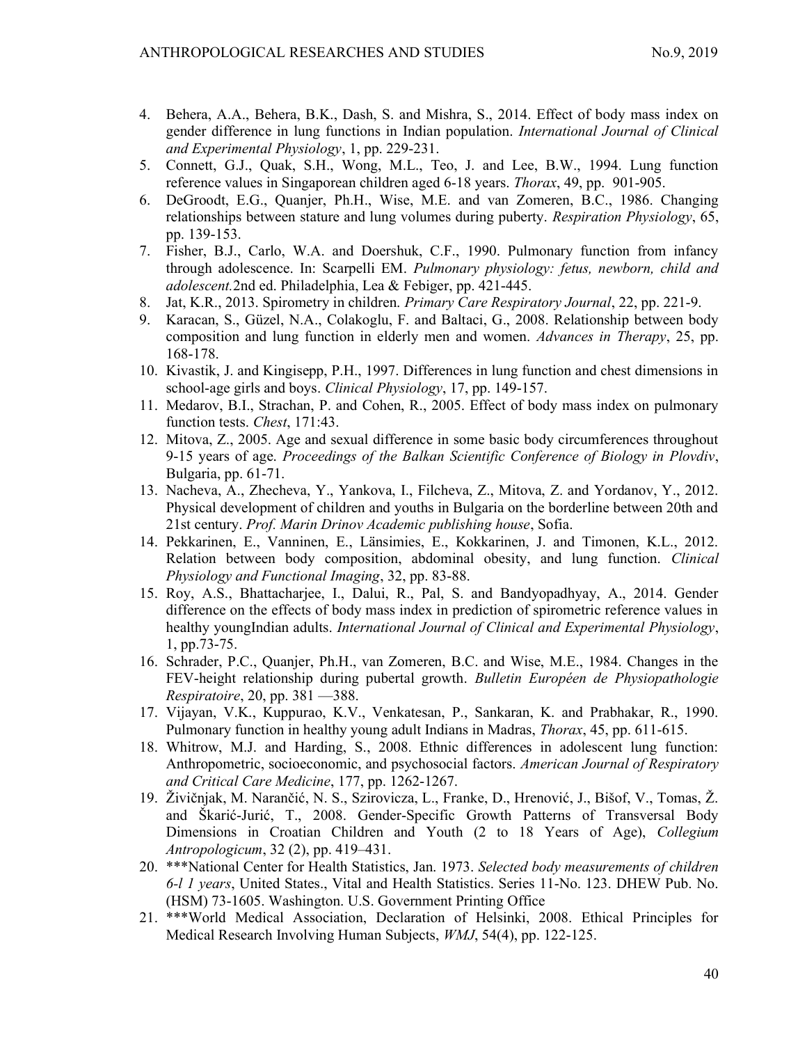4. Behera, A.A., Behera, B.K., Dash, S. and Mishra, S., 2014. Effect of body mass index on gender difference in lung functions in Indian population. *International Journal of Clinical and Experimental Physiology*, 1, pp. 229-231.
5. Connett, G.J., Quak, S.H., Wong, M.L., Teo, J. and Lee, B.W., 1994. Lung function reference values in Singaporean children aged 6-18 years. *Thorax*, 49, pp. 901-905.
6. DeGroodt, E.G., Quanjer, Ph.H., Wise, M.E. and van Zomeren, B.C., 1986. Changing relationships between stature and lung volumes during puberty. *Respiration Physiology*, 65, pp. 139-153.
7. Fisher, B.J., Carlo, W.A. and Doershuk, C.F., 1990. Pulmonary function from infancy through adolescence. In: Scarpelli EM. *Pulmonary physiology: fetus, newborn, child and adolescent.*2nd ed. Philadelphia, Lea & Febiger, pp. 421-445.
8. Jat, K.R., 2013. Spirometry in children. *Primary Care Respiratory Journal*, 22, pp. 221-9.
9. Karacan, S., Güzel, N.A., Colakoglu, F. and Baltaci, G., 2008. Relationship between body composition and lung function in elderly men and women. *Advances in Therapy*, 25, pp. 168-178.
10. Kivastik, J. and Kingisepp, P.H., 1997. Differences in lung function and chest dimensions in school-age girls and boys. *Clinical Physiology*, 17, pp. 149-157.
11. Medarov, B.I., Strachan, P. and Cohen, R., 2005. Effect of body mass index on pulmonary function tests. *Chest*, 171:43.
12. Mitova, Z., 2005. Age and sexual difference in some basic body circumferences throughout 9-15 years of age. *Proceedings of the Balkan Scientific Conference of Biology in Plovdiv*, Bulgaria, pp. 61-71.
13. Nacheva, A., Zhecheva, Y., Yankova, I., Filcheva, Z., Mitova, Z. and Yordanov, Y., 2012. Physical development of children and youths in Bulgaria on the borderline between 20th and 21st century. *Prof. Marin Drinov Academic publishing house*, Sofia.
14. Pekkarinen, E., Vanninen, E., Länsimies, E., Kokkarinen, J. and Timonen, K.L., 2012. Relation between body composition, abdominal obesity, and lung function. *Clinical Physiology and Functional Imaging*, 32, pp. 83-88.
15. Roy, A.S., Bhattacharjee, I., Dalui, R., Pal, S. and Bandyopadhyay, A., 2014. Gender difference on the effects of body mass index in prediction of spirometric reference values in healthy youngIndian adults. *International Journal of Clinical and Experimental Physiology*, 1, pp.73-75.
16. Schrader, P.C., Quanjer, Ph.H., van Zomeren, B.C. and Wise, M.E., 1984. Changes in the FEV-height relationship during pubertal growth. *Bulletin Européen de Physiopathologie Respiratoire*, 20, pp. 381 —388.
17. Vijayan, V.K., Kuppurao, K.V., Venkatesan, P., Sankaran, K. and Prabhakar, R., 1990. Pulmonary function in healthy young adult Indians in Madras, *Thorax*, 45, pp. 611-615.
18. Whitrow, M.J. and Harding, S., 2008. Ethnic differences in adolescent lung function: Anthropometric, socioeconomic, and psychosocial factors. *American Journal of Respiratory and Critical Care Medicine*, 177, pp. 1262-1267.
19. Živičnjak, M. Narančić, N. S., Szirovicza, L., Franke, D., Hrenović, J., Bišof, V., Tomas, Ž. and Škarić-Jurić, T., 2008. Gender-Specific Growth Patterns of Transversal Body Dimensions in Croatian Children and Youth (2 to 18 Years of Age), *Collegium Antropologicum*, 32 (2), pp. 419–431.
20. ***National Center for Health Statistics, Jan. 1973. *Selected body measurements of children 6-l 1 years*, United States., Vital and Health Statistics. Series 11-No. 123. DHEW Pub. No. (HSM) 73-1605. Washington. U.S. Government Printing Office
21. ***World Medical Association, Declaration of Helsinki, 2008. Ethical Principles for Medical Research Involving Human Subjects, *WMJ*, 54(4), pp. 122-125.